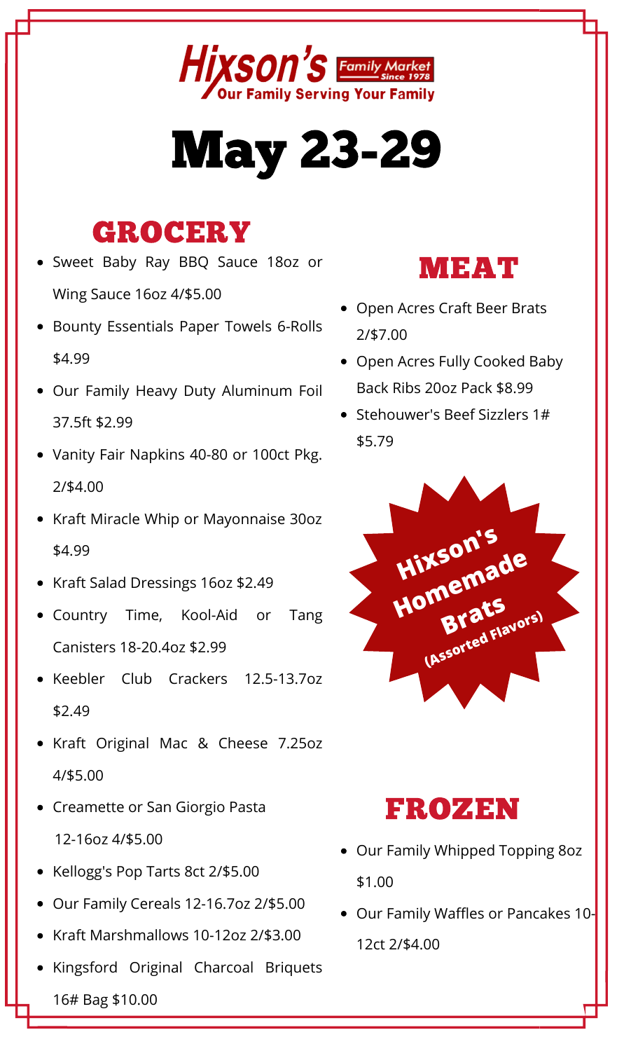# Hixson's Family Market Since 1978

Our Family Serving Your Family

# May 23-29

## GROCERY

- Sweet Baby Ray BBQ Sauce 18oz or Wing Sauce 16oz 4/$5.00
- Bounty Essentials Paper Towels 6-Rolls $4.99
- Our Family Heavy Duty Aluminum Foil 37.5ft $2.99
- Vanity Fair Napkins 40-80 or 100ct Pkg. 2/$4.00
- Kraft Miracle Whip or Mayonnaise 30oz $4.99
- Kraft Salad Dressings 16oz $2.49
- Country Time, Kool-Aid or Tang Canisters 18-20.4oz $2.99
- Keebler Club Crackers 12.5-13.7oz $2.49
- Kraft Original Mac & Cheese 7.25oz 4/$5.00
- Creamette or San Giorgio Pasta 12-16oz 4/$5.00
- Kellogg's Pop Tarts 8ct 2/$5.00
- Our Family Cereals 12-16.7oz 2/$5.00
- Kraft Marshmallows 10-12oz 2/$3.00
- Kingsford Original Charcoal Briquets 16# Bag $10.00

## MEAT

- Open Acres Craft Beer Brats 2/$7.00
- Open Acres Fully Cooked Baby Back Ribs 20oz Pack $8.99
- Stehouwer's Beef Sizzlers 1# $5.79

**Hixson's Homemade Brats (Assorted Flavors)**

## FROZEN

- Our Family Whipped Topping 8oz $1.00
- Our Family Waffles or Pancakes 10-12ct 2/$4.00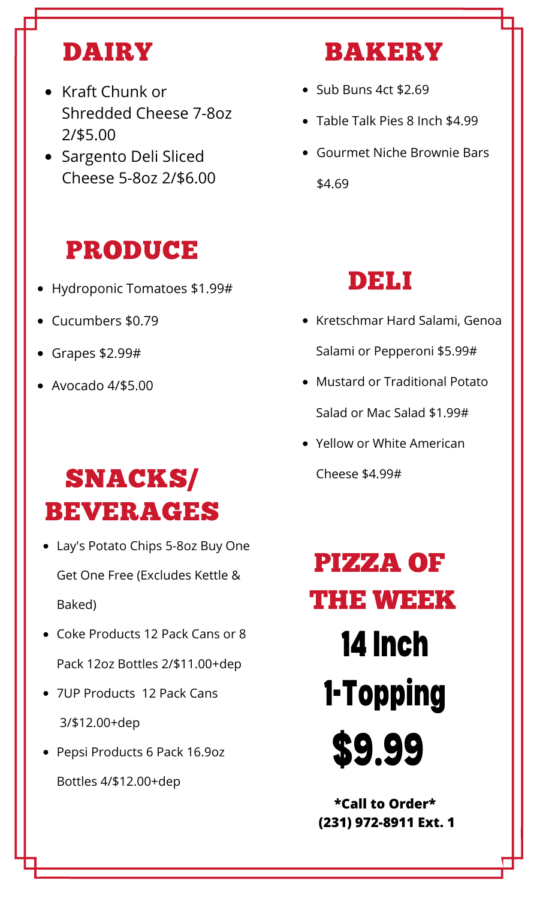## DAIRY

- Kraft Chunk or Shredded Cheese 7-8oz 2/$5.00
- Sargento Deli Sliced Cheese 5-8oz 2/$6.00

## PRODUCE

- Hydroponic Tomatoes $1.99#
- Cucumbers $0.79
- Grapes $2.99#
- Avocado 4/$5.00

## SNACKS/ BEVERAGES

- Lay's Potato Chips 5-8oz Buy One Get One Free (Excludes Kettle & Baked)
- Coke Products 12 Pack Cans or 8 Pack 12oz Bottles 2/$11.00+dep
- 7UP Products 12 Pack Cans 3/$12.00+dep
- Pepsi Products 6 Pack 16.9oz Bottles 4/$12.00+dep

## BAKERY

- Sub Buns 4ct $2.69
- Table Talk Pies 8 Inch $4.99
- Gourmet Niche Brownie Bars $4.69

## DELI

- Kretschmar Hard Salami, Genoa Salami or Pepperoni $5.99#
- Mustard or Traditional Potato Salad or Mac Salad $1.99#
- Yellow or White American Cheese $4.99#

## PIZZA OF THE WEEK

# 14 Inch 1-Topping $9.99

**\*Call to Order\***
**(231) 972-8911 Ext. 1**